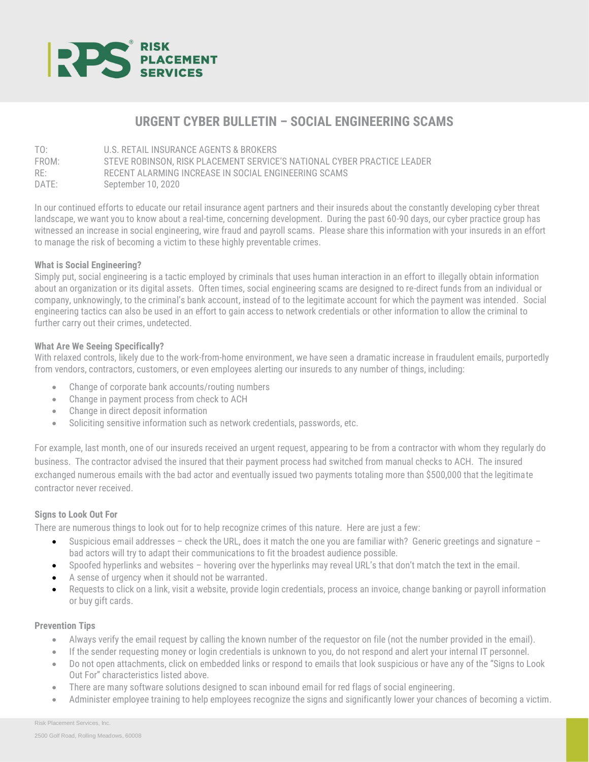RISK PLACEMENT SERVICES

# URGENT CYBER BULLETIN – SOCIAL ENGINEERING SCAMS

TO: U.S. RETAIL INSURANCE AGENTS & BROKERS
FROM: STEVE ROBINSON, RISK PLACEMENT SERVICE'S NATIONAL CYBER PRACTICE LEADER
RE: RECENT ALARMING INCREASE IN SOCIAL ENGINEERING SCAMS
DATE: September 10, 2020

In our continued efforts to educate our retail insurance agent partners and their insureds about the constantly developing cyber threat landscape, we want you to know about a real-time, concerning development. During the past 60-90 days, our cyber practice group has witnessed an increase in social engineering, wire fraud and payroll scams. Please share this information with your insureds in an effort to manage the risk of becoming a victim to these highly preventable crimes.

**What is Social Engineering?**
Simply put, social engineering is a tactic employed by criminals that uses human interaction in an effort to illegally obtain information about an organization or its digital assets. Often times, social engineering scams are designed to re-direct funds from an individual or company, unknowingly, to the criminal's bank account, instead of to the legitimate account for which the payment was intended. Social engineering tactics can also be used in an effort to gain access to network credentials or other information to allow the criminal to further carry out their crimes, undetected.

**What Are We Seeing Specifically?**
With relaxed controls, likely due to the work-from-home environment, we have seen a dramatic increase in fraudulent emails, purportedly from vendors, contractors, customers, or even employees alerting our insureds to any number of things, including:

- Change of corporate bank accounts/routing numbers
- Change in payment process from check to ACH
- Change in direct deposit information
- Soliciting sensitive information such as network credentials, passwords, etc.

For example, last month, one of our insureds received an urgent request, appearing to be from a contractor with whom they regularly do business. The contractor advised the insured that their payment process had switched from manual checks to ACH. The insured exchanged numerous emails with the bad actor and eventually issued two payments totaling more than $500,000 that the legitimate contractor never received.

**Signs to Look Out For**
There are numerous things to look out for to help recognize crimes of this nature. Here are just a few:

- Suspicious email addresses – check the URL, does it match the one you are familiar with? Generic greetings and signature – bad actors will try to adapt their communications to fit the broadest audience possible.
- Spoofed hyperlinks and websites – hovering over the hyperlinks may reveal URL's that don't match the text in the email.
- A sense of urgency when it should not be warranted.
- Requests to click on a link, visit a website, provide login credentials, process an invoice, change banking or payroll information or buy gift cards.

**Prevention Tips**

- Always verify the email request by calling the known number of the requestor on file (not the number provided in the email).
- If the sender requesting money or login credentials is unknown to you, do not respond and alert your internal IT personnel.
- Do not open attachments, click on embedded links or respond to emails that look suspicious or have any of the "Signs to Look Out For" characteristics listed above.
- There are many software solutions designed to scan inbound email for red flags of social engineering.
- Administer employee training to help employees recognize the signs and significantly lower your chances of becoming a victim.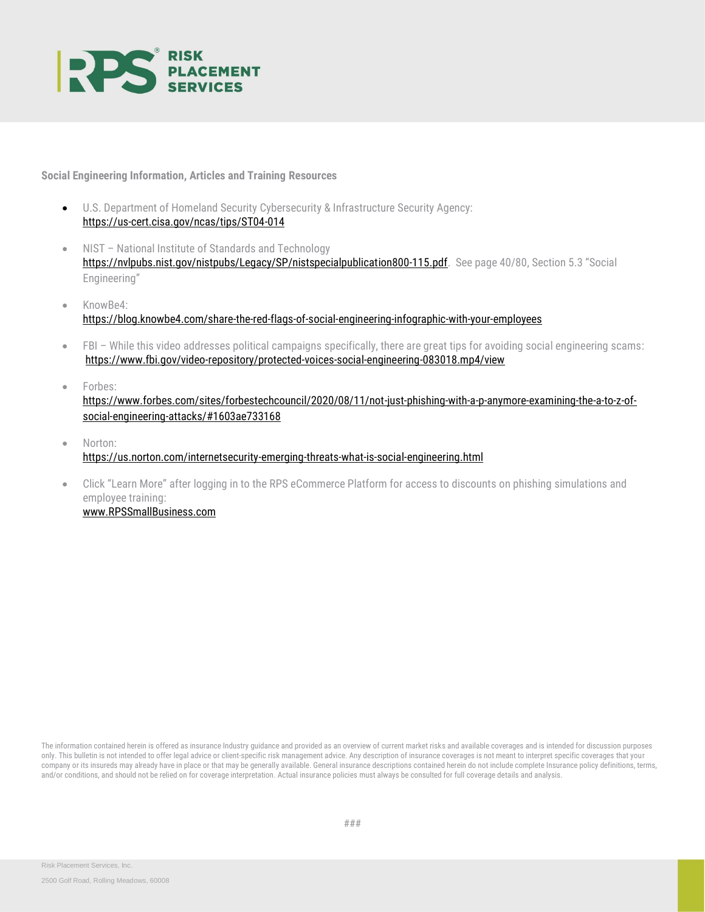**Social Engineering Information, Articles and Training Resources**

- U.S. Department of Homeland Security Cybersecurity & Infrastructure Security Agency:
  https://us-cert.cisa.gov/ncas/tips/ST04-014

- NIST – National Institute of Standards and Technology
  https://nvlpubs.nist.gov/nistpubs/Legacy/SP/nistspecialpublication800-115.pdf. See page 40/80, Section 5.3 "Social Engineering"

- KnowBe4:
  https://blog.knowbe4.com/share-the-red-flags-of-social-engineering-infographic-with-your-employees

- FBI – While this video addresses political campaigns specifically, there are great tips for avoiding social engineering scams:
  https://www.fbi.gov/video-repository/protected-voices-social-engineering-083018.mp4/view

- Forbes:
  https://www.forbes.com/sites/forbestechcouncil/2020/08/11/not-just-phishing-with-a-p-anymore-examining-the-a-to-z-of-social-engineering-attacks/#1603ae733168

- Norton:
  https://us.norton.com/internetsecurity-emerging-threats-what-is-social-engineering.html

- Click "Learn More" after logging in to the RPS eCommerce Platform for access to discounts on phishing simulations and employee training:
  www.RPSSmallBusiness.com

The information contained herein is offered as insurance Industry guidance and provided as an overview of current market risks and available coverages and is intended for discussion purposes only. This bulletin is not intended to offer legal advice or client-specific risk management advice. Any description of insurance coverages is not meant to interpret specific coverages that your company or its insureds may already have in place or that may be generally available. General insurance descriptions contained herein do not include complete Insurance policy definitions, terms, and/or conditions, and should not be relied on for coverage interpretation. Actual insurance policies must always be consulted for full coverage details and analysis.

###

Risk Placement Services, Inc.

2500 Golf Road, Rolling Meadows, 60008